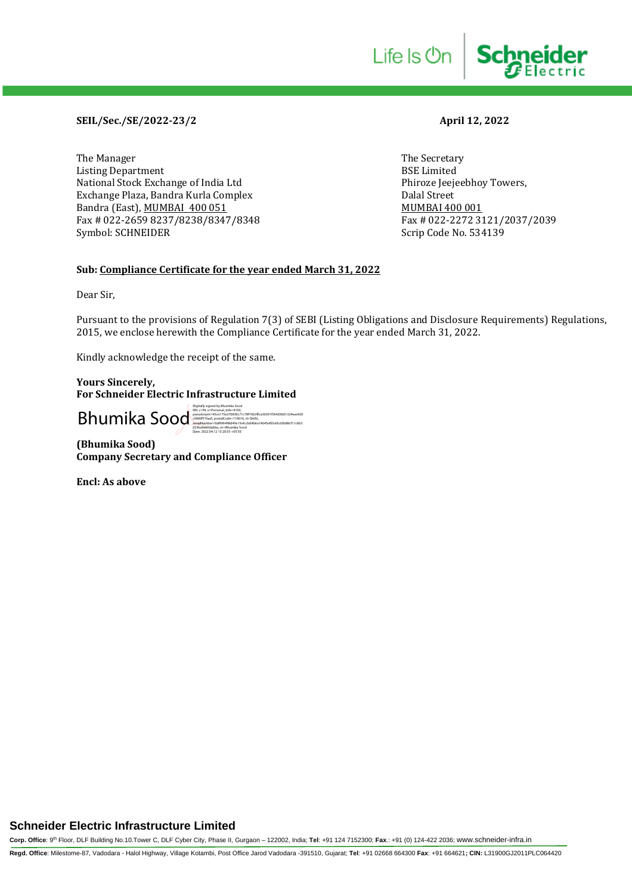**SEIL/Sec./SE/2022-23/2**

**April 12, 2022**

The Manager
Listing Department
National Stock Exchange of India Ltd
Exchange Plaza, Bandra Kurla Complex
Bandra (East), MUMBAI 400 051
Fax # 022-2659 8237/8238/8347/8348
Symbol: SCHNEIDER

The Secretary
BSE Limited
Phiroze Jeejeebhoy Towers,
Dalal Street
MUMBAI 400 001
Fax # 022-2272 3121/2037/2039
Scrip Code No. 534139

**Sub: Compliance Certificate for the year ended March 31, 2022**

Dear Sir,

Pursuant to the provisions of Regulation 7(3) of SEBI (Listing Obligations and Disclosure Requirements) Regulations, 2015, we enclose herewith the Compliance Certificate for the year ended March 31, 2022.

Kindly acknowledge the receipt of the same.

**Yours Sincerely,**
**For Schneider Electric Infrastructure Limited**

Bhumika Sood

Digitally signed by Bhumika Sood
Date: 2022.04.12 13:20:55 +05'30'

**(Bhumika Sood)**
**Company Secretary and Compliance Officer**

**Encl: As above**

**Schneider Electric Infrastructure Limited**

**Corp. Office**: 9th Floor, DLF Building No.10.Tower C, DLF Cyber City, Phase II, Gurgaon – 122002, India; **Tel**: +91 124 7152300; **Fax**.: +91 (0) 124-422 2036; www.schneider-infra.in

**Regd. Office**: Milestone-87, Vadodara - Halol Highway, Village Kotambi, Post Office Jarod Vadodara -391510, Gujarat; **Tel**: +91 02668 664300 **Fax**: +91 664621; **CIN:** L31900GJ2011PLC064420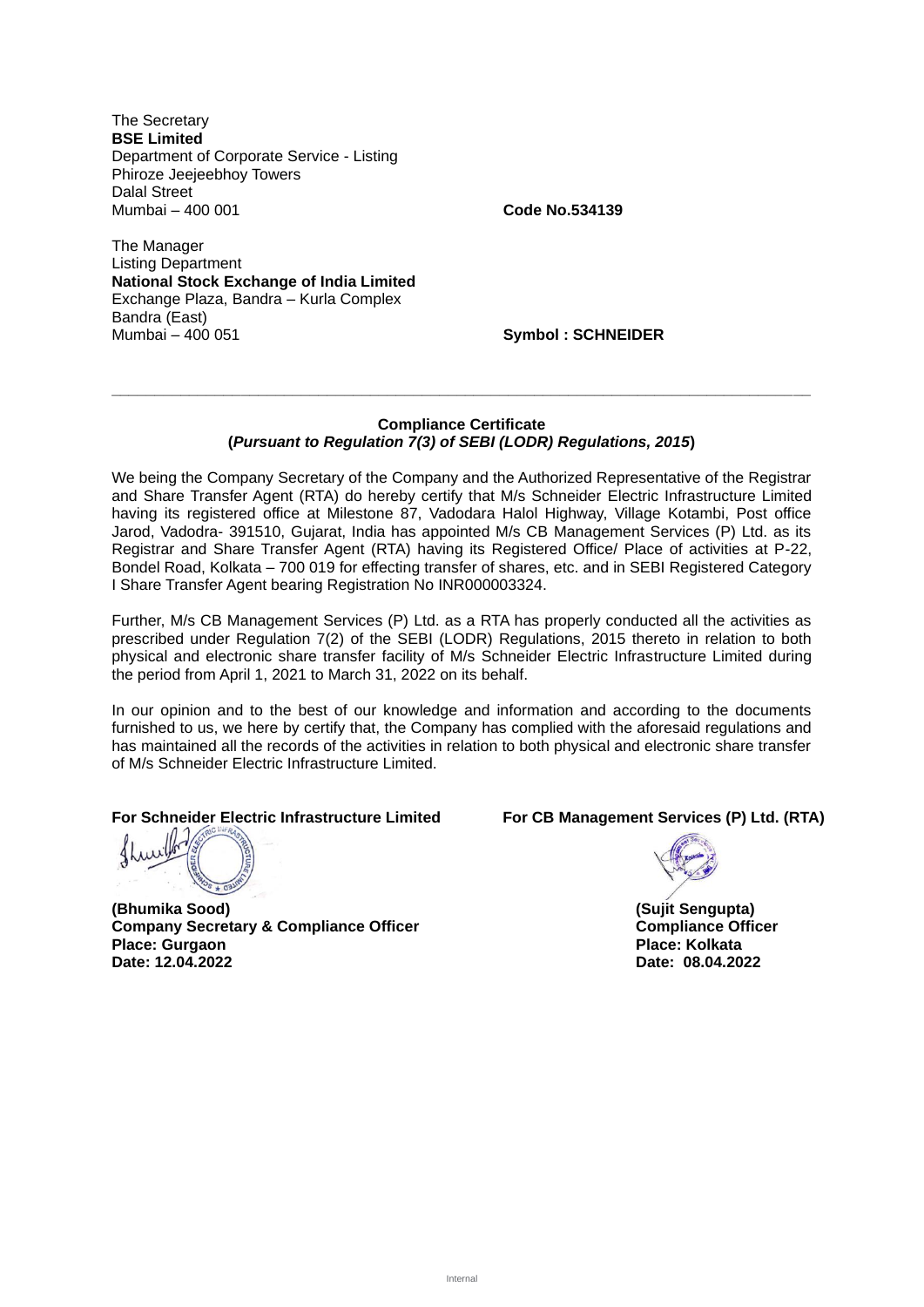The Secretary
**BSE Limited**
Department of Corporate Service - Listing
Phiroze Jeejeebhoy Towers
Dalal Street
Mumbai – 400 001

**Code No.534139**

The Manager
Listing Department
**National Stock Exchange of India Limited**
Exchange Plaza, Bandra – Kurla Complex
Bandra (East)
Mumbai – 400 051

**Symbol : SCHNEIDER**

---

**Compliance Certificate**
**(*Pursuant to Regulation 7(3) of SEBI (LODR) Regulations, 2015*)**

We being the Company Secretary of the Company and the Authorized Representative of the Registrar and Share Transfer Agent (RTA) do hereby certify that M/s Schneider Electric Infrastructure Limited having its registered office at Milestone 87, Vadodara Halol Highway, Village Kotambi, Post office Jarod, Vadodra- 391510, Gujarat, India has appointed M/s CB Management Services (P) Ltd. as its Registrar and Share Transfer Agent (RTA) having its Registered Office/ Place of activities at P-22, Bondel Road, Kolkata – 700 019 for effecting transfer of shares, etc. and in SEBI Registered Category I Share Transfer Agent bearing Registration No INR000003324.

Further, M/s CB Management Services (P) Ltd. as a RTA has properly conducted all the activities as prescribed under Regulation 7(2) of the SEBI (LODR) Regulations, 2015 thereto in relation to both physical and electronic share transfer facility of M/s Schneider Electric Infrastructure Limited during the period from April 1, 2021 to March 31, 2022 on its behalf.

In our opinion and to the best of our knowledge and information and according to the documents furnished to us, we here by certify that, the Company has complied with the aforesaid regulations and has maintained all the records of the activities in relation to both physical and electronic share transfer of M/s Schneider Electric Infrastructure Limited.

**For Schneider Electric Infrastructure Limited**

**(Bhumika Sood)**
**Company Secretary & Compliance Officer**
**Place: Gurgaon**
**Date: 12.04.2022**

**For CB Management Services (P) Ltd. (RTA)**

**(Sujit Sengupta)**
**Compliance Officer**
**Place: Kolkata**
**Date: 08.04.2022**